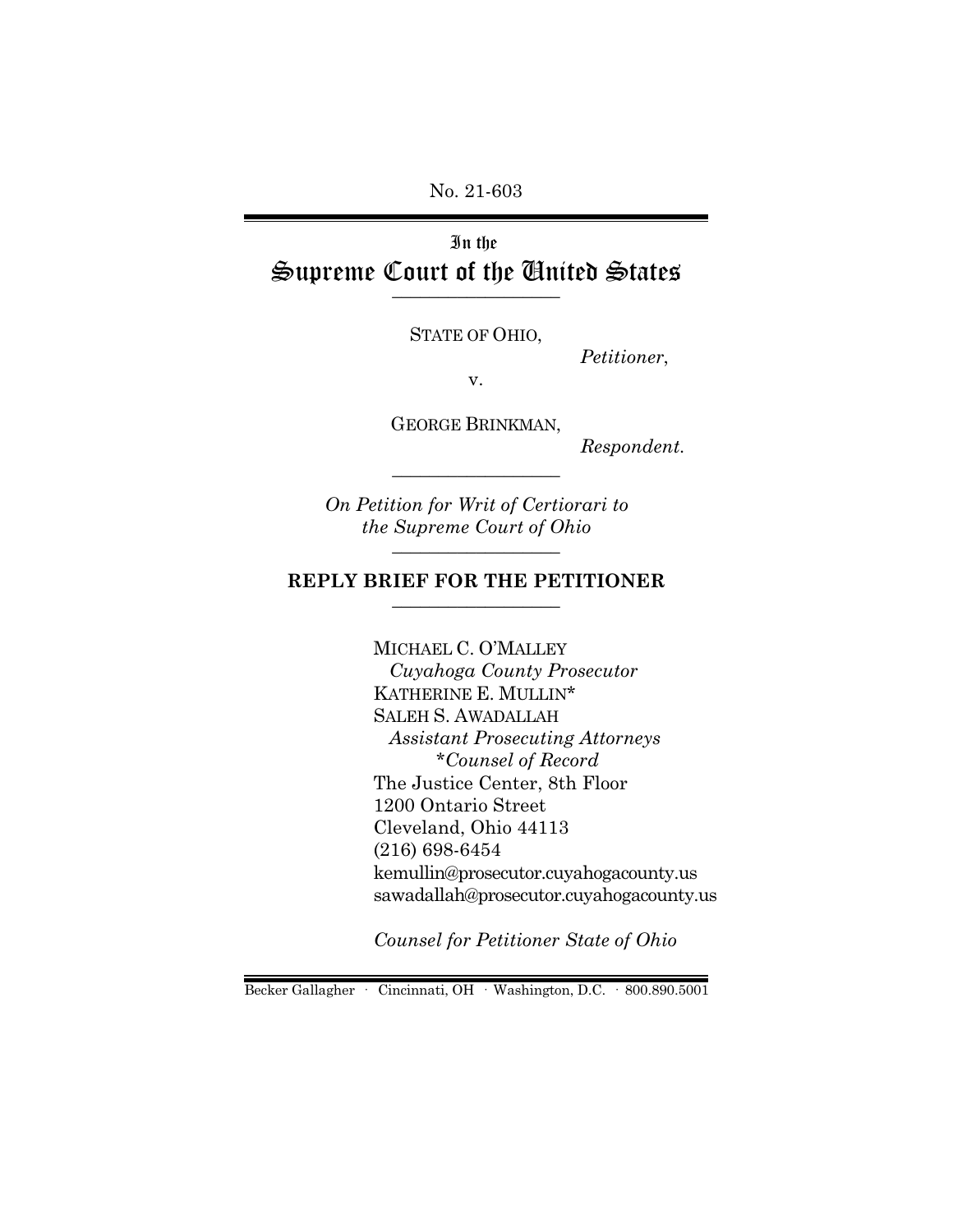No. 21-603

In the
# Supreme Court of the United States

---

STATE OF OHIO,

*Petitioner*,

v.

GEORGE BRINKMAN,

*Respondent*.

---

*On Petition for Writ of Certiorari to the Supreme Court of Ohio*

---

**REPLY BRIEF FOR THE PETITIONER**

---

MICHAEL C. O'MALLEY
*Cuyahoga County Prosecutor*
KATHERINE E. MULLIN*
SALEH S. AWADALLAH
*Assistant Prosecuting Attorneys*
**Counsel of Record*
The Justice Center, 8th Floor
1200 Ontario Street
Cleveland, Ohio 44113
(216) 698-6454
kemullin@prosecutor.cuyahogacounty.us
sawadallah@prosecutor.cuyahogacounty.us

*Counsel for Petitioner State of Ohio*

Becker Gallagher · Cincinnati, OH · Washington, D.C. · 800.890.5001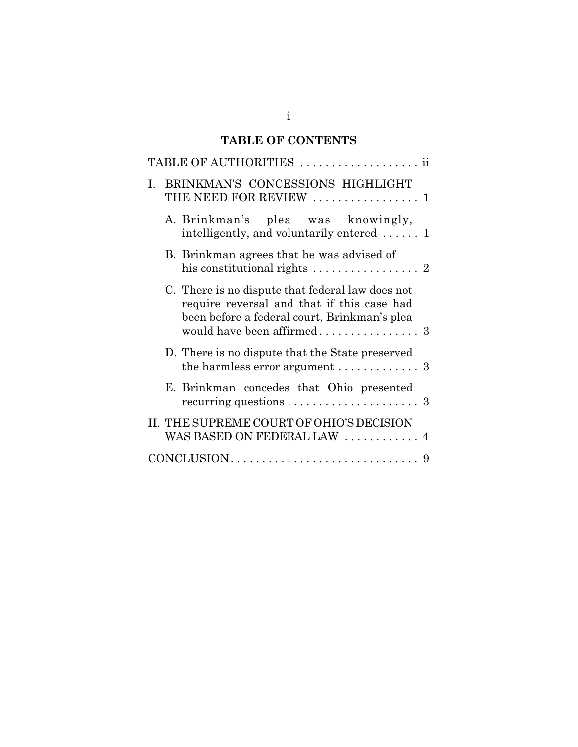# TABLE OF CONTENTS

TABLE OF AUTHORITIES . . . . . . . . . . . . . . . . . . . ii

I. BRINKMAN'S CONCESSIONS HIGHLIGHT THE NEED FOR REVIEW . . . . . . . . . . . . . . . . . 1

  A. Brinkman's plea was knowingly, intelligently, and voluntarily entered . . . . . . 1

  B. Brinkman agrees that he was advised of his constitutional rights . . . . . . . . . . . . . . . . . 2

  C. There is no dispute that federal law does not require reversal and that if this case had been before a federal court, Brinkman's plea would have been affirmed . . . . . . . . . . . . . . . . 3

  D. There is no dispute that the State preserved the harmless error argument . . . . . . . . . . . . . 3

  E. Brinkman concedes that Ohio presented recurring questions . . . . . . . . . . . . . . . . . . . . . 3

II. THE SUPREME COURT OF OHIO'S DECISION WAS BASED ON FEDERAL LAW . . . . . . . . . . . . 4

CONCLUSION . . . . . . . . . . . . . . . . . . . . . . . . . . . . . . 9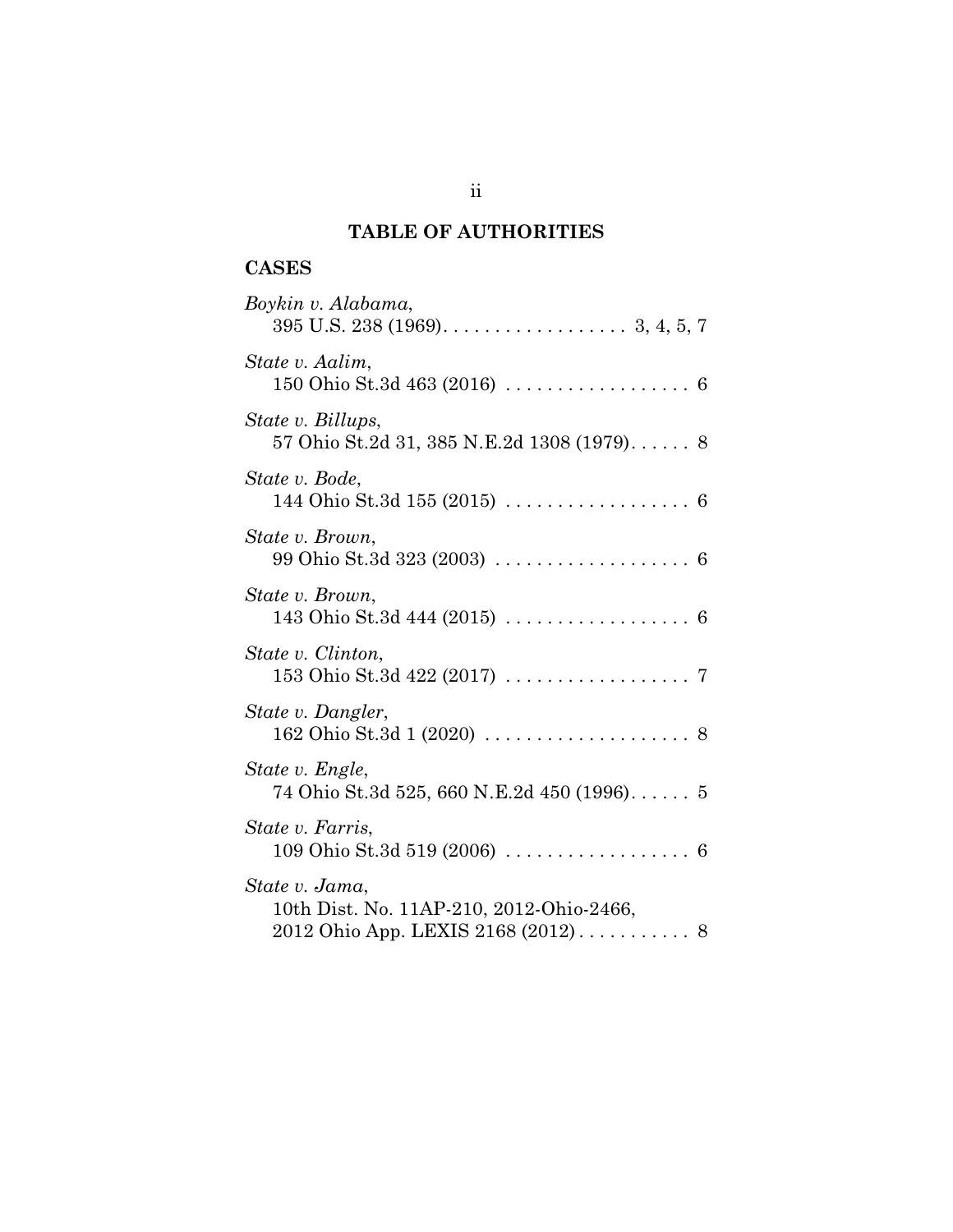## TABLE OF AUTHORITIES

### CASES

*Boykin v. Alabama*,
395 U.S. 238 (1969). . . . . . . . . . . . . . . . . . 3, 4, 5, 7

*State v. Aalim*,
150 Ohio St.3d 463 (2016) . . . . . . . . . . . . . . . . . . 6

*State v. Billups*,
57 Ohio St.2d 31, 385 N.E.2d 1308 (1979). . . . . . 8

*State v. Bode*,
144 Ohio St.3d 155 (2015) . . . . . . . . . . . . . . . . . . 6

*State v. Brown*,
99 Ohio St.3d 323 (2003) . . . . . . . . . . . . . . . . . . . 6

*State v. Brown*,
143 Ohio St.3d 444 (2015) . . . . . . . . . . . . . . . . . . 6

*State v. Clinton*,
153 Ohio St.3d 422 (2017) . . . . . . . . . . . . . . . . . . 7

*State v. Dangler*,
162 Ohio St.3d 1 (2020) . . . . . . . . . . . . . . . . . . . . 8

*State v. Engle*,
74 Ohio St.3d 525, 660 N.E.2d 450 (1996). . . . . . 5

*State v. Farris*,
109 Ohio St.3d 519 (2006) . . . . . . . . . . . . . . . . . . 6

*State v. Jama*,
10th Dist. No. 11AP-210, 2012-Ohio-2466,
2012 Ohio App. LEXIS 2168 (2012) . . . . . . . . . . . 8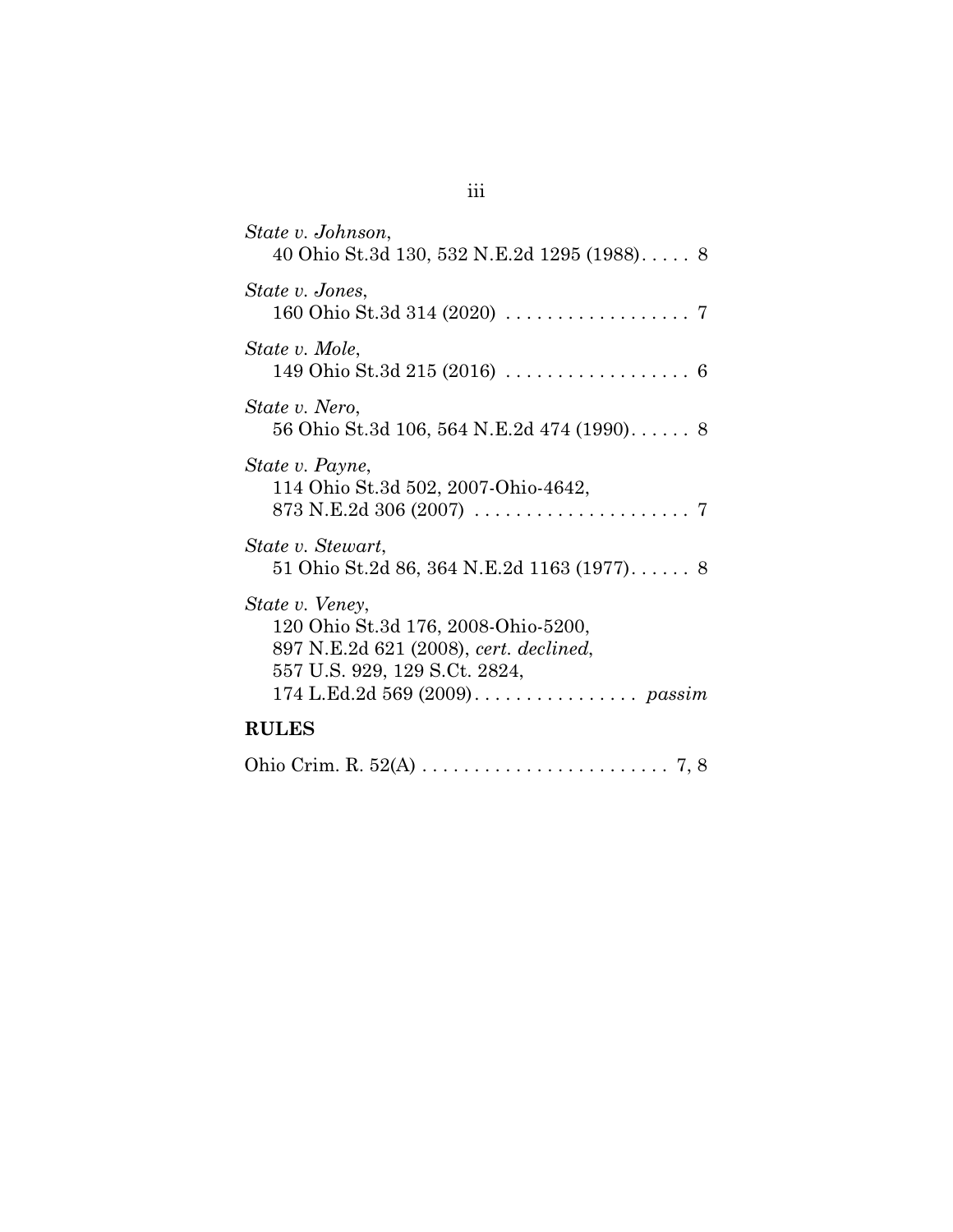*State v. Johnson*,
40 Ohio St.3d 130, 532 N.E.2d 1295 (1988). . . . . 8

*State v. Jones*,
160 Ohio St.3d 314 (2020) . . . . . . . . . . . . . . . . . . 7

*State v. Mole*,
149 Ohio St.3d 215 (2016) . . . . . . . . . . . . . . . . . . 6

*State v. Nero*,
56 Ohio St.3d 106, 564 N.E.2d 474 (1990). . . . . . 8

*State v. Payne*,
114 Ohio St.3d 502, 2007-Ohio-4642,
873 N.E.2d 306 (2007) . . . . . . . . . . . . . . . . . . . . . 7

*State v. Stewart*,
51 Ohio St.2d 86, 364 N.E.2d 1163 (1977). . . . . . 8

*State v. Veney*,
120 Ohio St.3d 176, 2008-Ohio-5200,
897 N.E.2d 621 (2008), *cert. declined*,
557 U.S. 929, 129 S.Ct. 2824,
174 L.Ed.2d 569 (2009). . . . . . . . . . . . . . . . . *passim*

**RULES**

Ohio Crim. R. 52(A) . . . . . . . . . . . . . . . . . . . . . . . . 7, 8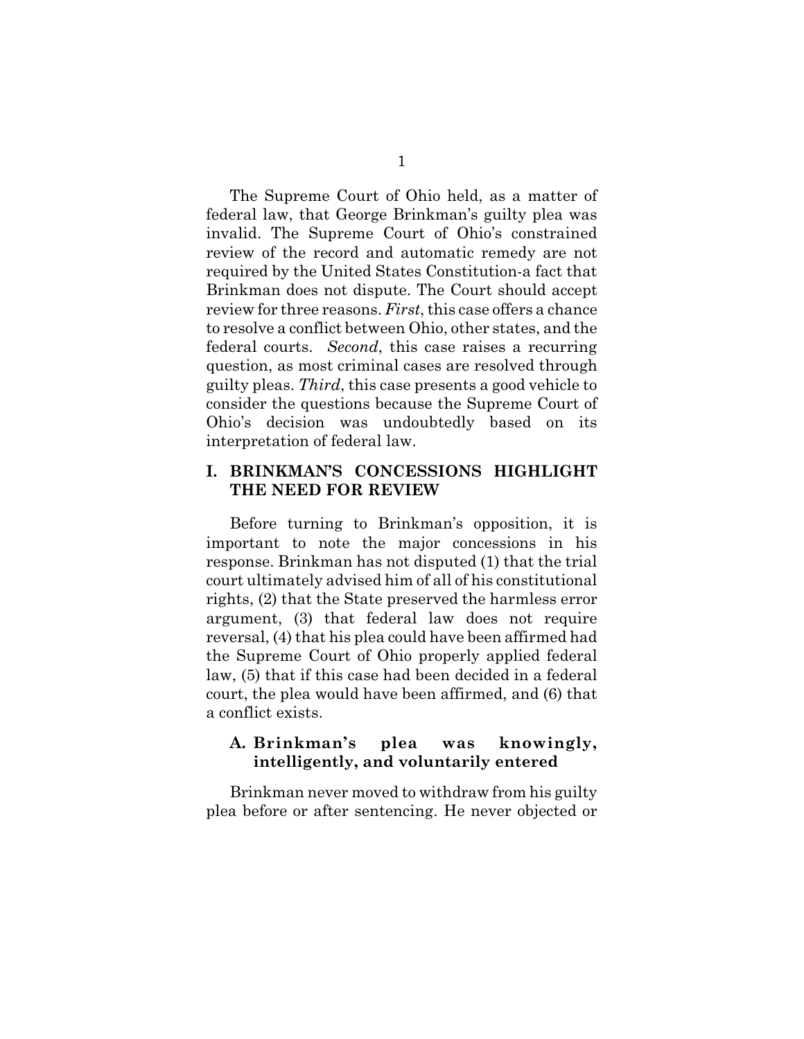The Supreme Court of Ohio held, as a matter of federal law, that George Brinkman's guilty plea was invalid. The Supreme Court of Ohio's constrained review of the record and automatic remedy are not required by the United States Constitution-a fact that Brinkman does not dispute. The Court should accept review for three reasons. *First*, this case offers a chance to resolve a conflict between Ohio, other states, and the federal courts. *Second*, this case raises a recurring question, as most criminal cases are resolved through guilty pleas. *Third*, this case presents a good vehicle to consider the questions because the Supreme Court of Ohio's decision was undoubtedly based on its interpretation of federal law.

## I. BRINKMAN'S CONCESSIONS HIGHLIGHT THE NEED FOR REVIEW

Before turning to Brinkman's opposition, it is important to note the major concessions in his response. Brinkman has not disputed (1) that the trial court ultimately advised him of all of his constitutional rights, (2) that the State preserved the harmless error argument, (3) that federal law does not require reversal, (4) that his plea could have been affirmed had the Supreme Court of Ohio properly applied federal law, (5) that if this case had been decided in a federal court, the plea would have been affirmed, and (6) that a conflict exists.

### A. Brinkman's plea was knowingly, intelligently, and voluntarily entered

Brinkman never moved to withdraw from his guilty plea before or after sentencing. He never objected or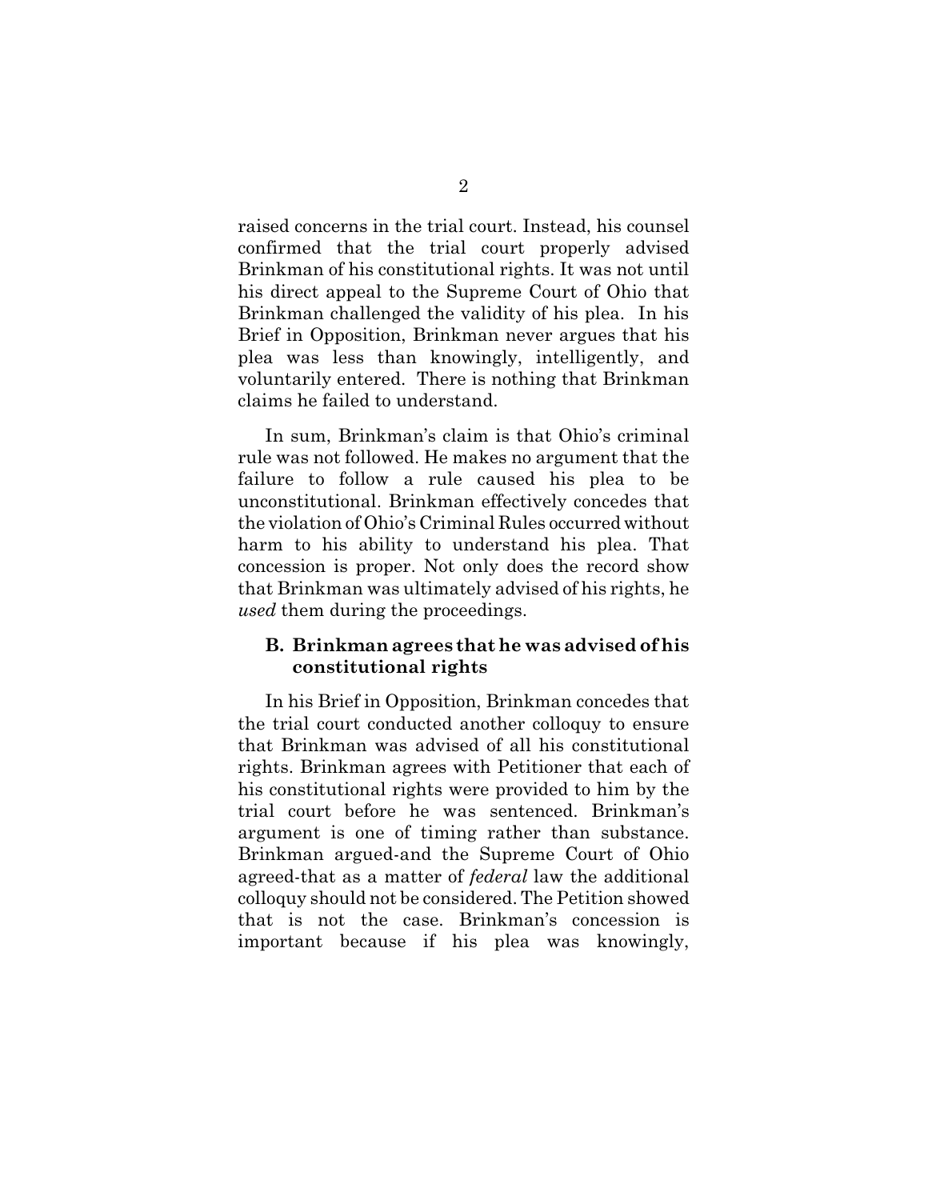raised concerns in the trial court. Instead, his counsel confirmed that the trial court properly advised Brinkman of his constitutional rights. It was not until his direct appeal to the Supreme Court of Ohio that Brinkman challenged the validity of his plea. In his Brief in Opposition, Brinkman never argues that his plea was less than knowingly, intelligently, and voluntarily entered. There is nothing that Brinkman claims he failed to understand.

In sum, Brinkman's claim is that Ohio's criminal rule was not followed. He makes no argument that the failure to follow a rule caused his plea to be unconstitutional. Brinkman effectively concedes that the violation of Ohio's Criminal Rules occurred without harm to his ability to understand his plea. That concession is proper. Not only does the record show that Brinkman was ultimately advised of his rights, he *used* them during the proceedings.

### B. Brinkman agrees that he was advised of his constitutional rights

In his Brief in Opposition, Brinkman concedes that the trial court conducted another colloquy to ensure that Brinkman was advised of all his constitutional rights. Brinkman agrees with Petitioner that each of his constitutional rights were provided to him by the trial court before he was sentenced. Brinkman's argument is one of timing rather than substance. Brinkman argued-and the Supreme Court of Ohio agreed-that as a matter of *federal* law the additional colloquy should not be considered. The Petition showed that is not the case. Brinkman's concession is important because if his plea was knowingly,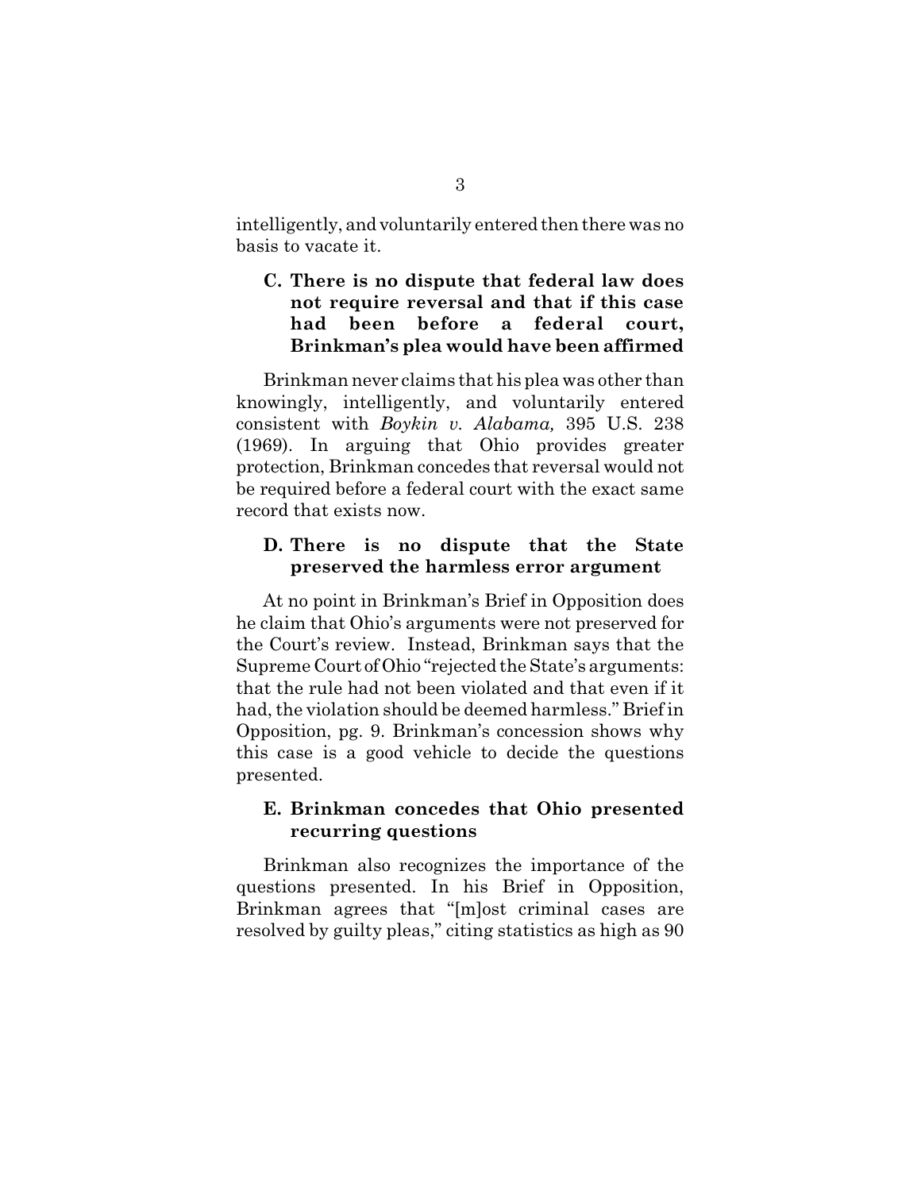intelligently, and voluntarily entered then there was no basis to vacate it.

### C. There is no dispute that federal law does not require reversal and that if this case had been before a federal court, Brinkman's plea would have been affirmed

Brinkman never claims that his plea was other than knowingly, intelligently, and voluntarily entered consistent with *Boykin v. Alabama,* 395 U.S. 238 (1969). In arguing that Ohio provides greater protection, Brinkman concedes that reversal would not be required before a federal court with the exact same record that exists now.

### D. There is no dispute that the State preserved the harmless error argument

At no point in Brinkman's Brief in Opposition does he claim that Ohio's arguments were not preserved for the Court's review. Instead, Brinkman says that the Supreme Court of Ohio "rejected the State's arguments: that the rule had not been violated and that even if it had, the violation should be deemed harmless." Brief in Opposition, pg. 9. Brinkman's concession shows why this case is a good vehicle to decide the questions presented.

### E. Brinkman concedes that Ohio presented recurring questions

Brinkman also recognizes the importance of the questions presented. In his Brief in Opposition, Brinkman agrees that "[m]ost criminal cases are resolved by guilty pleas," citing statistics as high as 90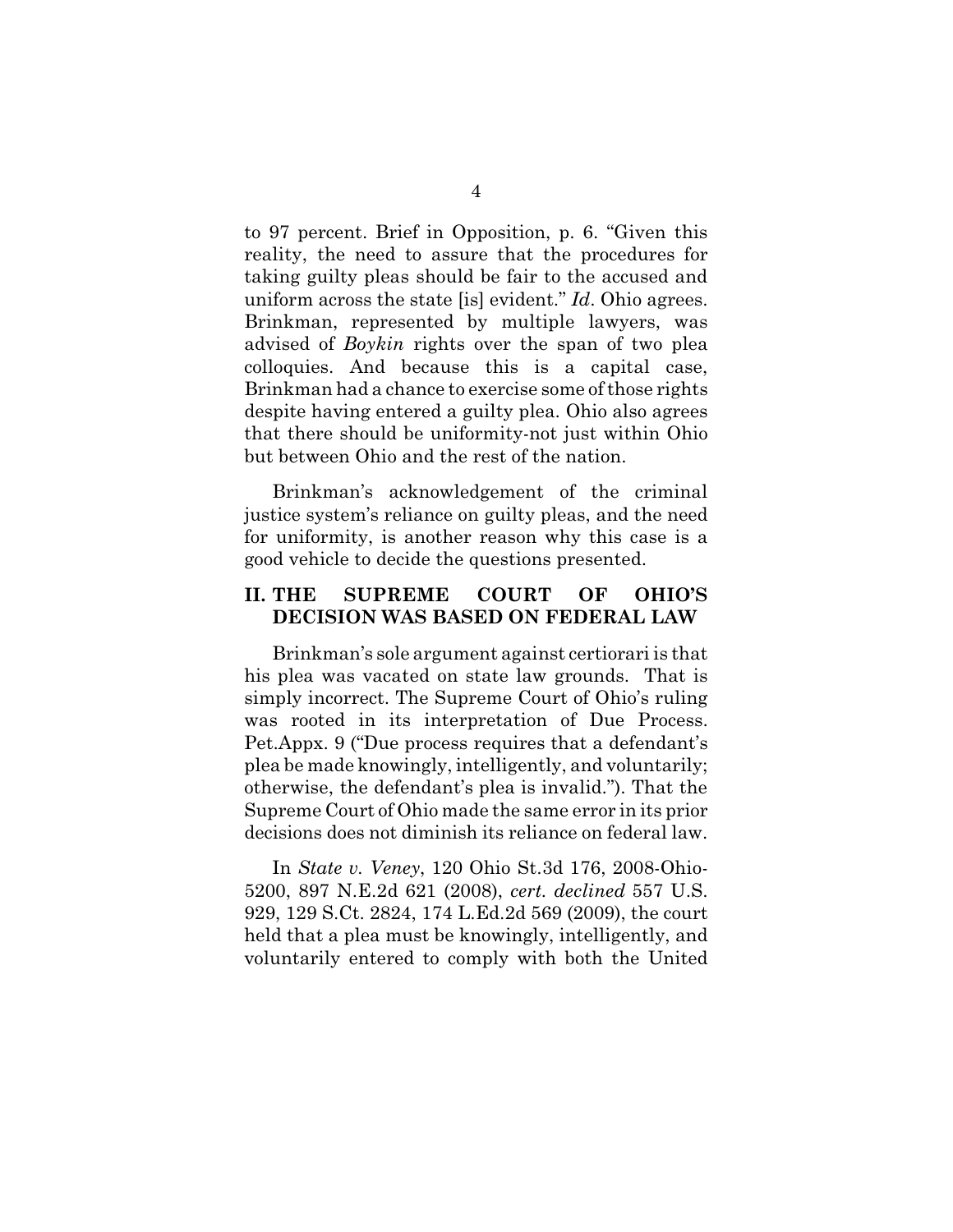to 97 percent. Brief in Opposition, p. 6. "Given this reality, the need to assure that the procedures for taking guilty pleas should be fair to the accused and uniform across the state [is] evident." *Id*. Ohio agrees. Brinkman, represented by multiple lawyers, was advised of *Boykin* rights over the span of two plea colloquies. And because this is a capital case, Brinkman had a chance to exercise some of those rights despite having entered a guilty plea. Ohio also agrees that there should be uniformity-not just within Ohio but between Ohio and the rest of the nation.

Brinkman's acknowledgement of the criminal justice system's reliance on guilty pleas, and the need for uniformity, is another reason why this case is a good vehicle to decide the questions presented.

## II. THE SUPREME COURT OF OHIO'S DECISION WAS BASED ON FEDERAL LAW

Brinkman's sole argument against certiorari is that his plea was vacated on state law grounds. That is simply incorrect. The Supreme Court of Ohio's ruling was rooted in its interpretation of Due Process. Pet.Appx. 9 ("Due process requires that a defendant's plea be made knowingly, intelligently, and voluntarily; otherwise, the defendant's plea is invalid."). That the Supreme Court of Ohio made the same error in its prior decisions does not diminish its reliance on federal law.

In *State v. Veney*, 120 Ohio St.3d 176, 2008-Ohio-5200, 897 N.E.2d 621 (2008), *cert. declined* 557 U.S. 929, 129 S.Ct. 2824, 174 L.Ed.2d 569 (2009), the court held that a plea must be knowingly, intelligently, and voluntarily entered to comply with both the United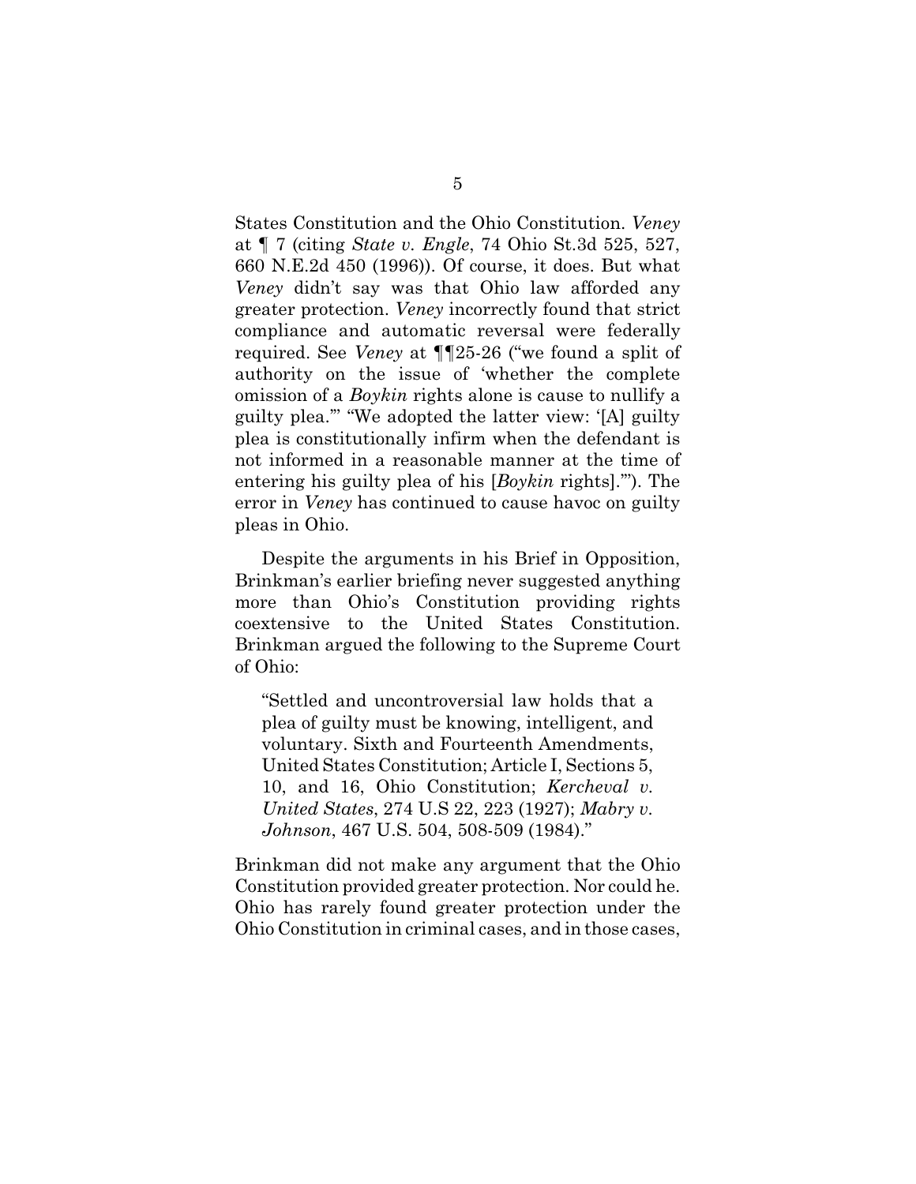States Constitution and the Ohio Constitution. *Veney* at ¶ 7 (citing *State v. Engle*, 74 Ohio St.3d 525, 527, 660 N.E.2d 450 (1996)). Of course, it does. But what *Veney* didn't say was that Ohio law afforded any greater protection. *Veney* incorrectly found that strict compliance and automatic reversal were federally required. See *Veney* at ¶¶25-26 ("we found a split of authority on the issue of 'whether the complete omission of a *Boykin* rights alone is cause to nullify a guilty plea.'" "We adopted the latter view: '[A] guilty plea is constitutionally infirm when the defendant is not informed in a reasonable manner at the time of entering his guilty plea of his [*Boykin* rights].'"). The error in *Veney* has continued to cause havoc on guilty pleas in Ohio.

Despite the arguments in his Brief in Opposition, Brinkman's earlier briefing never suggested anything more than Ohio's Constitution providing rights coextensive to the United States Constitution. Brinkman argued the following to the Supreme Court of Ohio:

> "Settled and uncontroversial law holds that a plea of guilty must be knowing, intelligent, and voluntary. Sixth and Fourteenth Amendments, United States Constitution; Article I, Sections 5, 10, and 16, Ohio Constitution; *Kercheval v. United States*, 274 U.S 22, 223 (1927); *Mabry v. Johnson*, 467 U.S. 504, 508-509 (1984)."

Brinkman did not make any argument that the Ohio Constitution provided greater protection. Nor could he. Ohio has rarely found greater protection under the Ohio Constitution in criminal cases, and in those cases,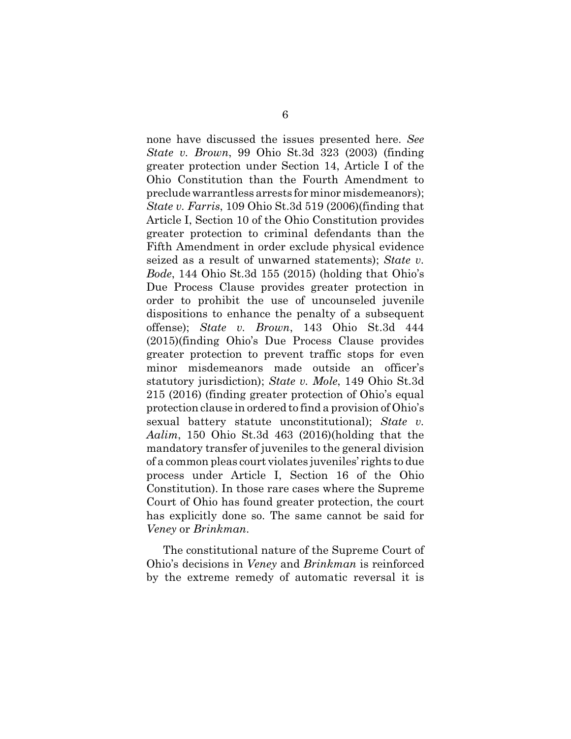none have discussed the issues presented here. *See State v. Brown*, 99 Ohio St.3d 323 (2003) (finding greater protection under Section 14, Article I of the Ohio Constitution than the Fourth Amendment to preclude warrantless arrests for minor misdemeanors); *State v. Farris*, 109 Ohio St.3d 519 (2006)(finding that Article I, Section 10 of the Ohio Constitution provides greater protection to criminal defendants than the Fifth Amendment in order exclude physical evidence seized as a result of unwarned statements); *State v. Bode*, 144 Ohio St.3d 155 (2015) (holding that Ohio's Due Process Clause provides greater protection in order to prohibit the use of uncounseled juvenile dispositions to enhance the penalty of a subsequent offense); *State v. Brown*, 143 Ohio St.3d 444 (2015)(finding Ohio's Due Process Clause provides greater protection to prevent traffic stops for even minor misdemeanors made outside an officer's statutory jurisdiction); *State v. Mole*, 149 Ohio St.3d 215 (2016) (finding greater protection of Ohio's equal protection clause in ordered to find a provision of Ohio's sexual battery statute unconstitutional); *State v. Aalim*, 150 Ohio St.3d 463 (2016)(holding that the mandatory transfer of juveniles to the general division of a common pleas court violates juveniles' rights to due process under Article I, Section 16 of the Ohio Constitution). In those rare cases where the Supreme Court of Ohio has found greater protection, the court has explicitly done so. The same cannot be said for *Veney* or *Brinkman*.

The constitutional nature of the Supreme Court of Ohio's decisions in *Veney* and *Brinkman* is reinforced by the extreme remedy of automatic reversal it is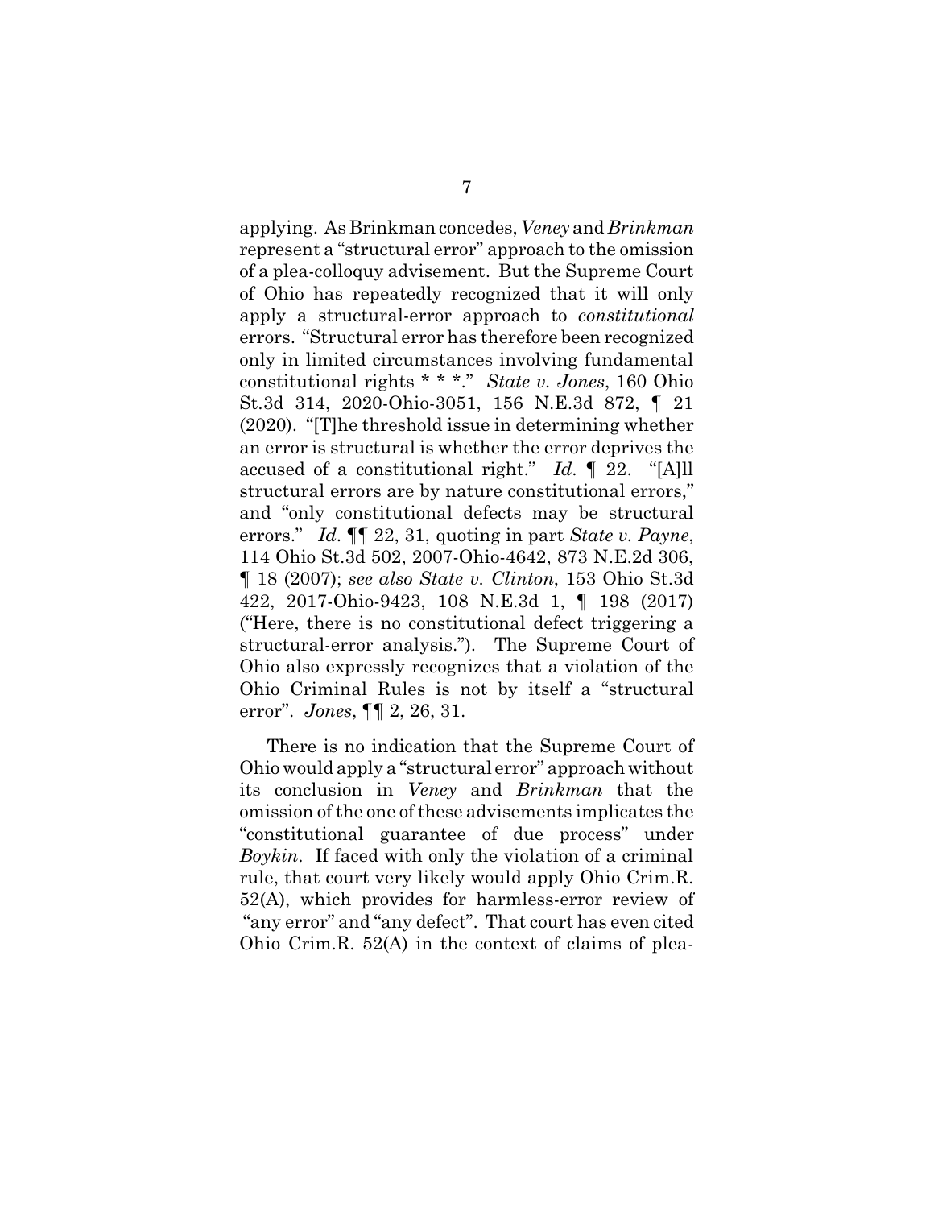applying. As Brinkman concedes, *Veney* and *Brinkman* represent a "structural error" approach to the omission of a plea-colloquy advisement. But the Supreme Court of Ohio has repeatedly recognized that it will only apply a structural-error approach to *constitutional* errors. "Structural error has therefore been recognized only in limited circumstances involving fundamental constitutional rights * * *." *State v. Jones*, 160 Ohio St.3d 314, 2020-Ohio-3051, 156 N.E.3d 872, ¶ 21 (2020). "[T]he threshold issue in determining whether an error is structural is whether the error deprives the accused of a constitutional right." *Id*. ¶ 22. "[A]ll structural errors are by nature constitutional errors," and "only constitutional defects may be structural errors." *Id*. ¶¶ 22, 31, quoting in part *State v. Payne*, 114 Ohio St.3d 502, 2007-Ohio-4642, 873 N.E.2d 306, ¶ 18 (2007); *see also State v. Clinton*, 153 Ohio St.3d 422, 2017-Ohio-9423, 108 N.E.3d 1, ¶ 198 (2017) ("Here, there is no constitutional defect triggering a structural-error analysis."). The Supreme Court of Ohio also expressly recognizes that a violation of the Ohio Criminal Rules is not by itself a "structural error". *Jones*, ¶¶ 2, 26, 31.

There is no indication that the Supreme Court of Ohio would apply a "structural error" approach without its conclusion in *Veney* and *Brinkman* that the omission of the one of these advisements implicates the "constitutional guarantee of due process" under *Boykin*. If faced with only the violation of a criminal rule, that court very likely would apply Ohio Crim.R. 52(A), which provides for harmless-error review of "any error" and "any defect". That court has even cited Ohio Crim.R. 52(A) in the context of claims of plea-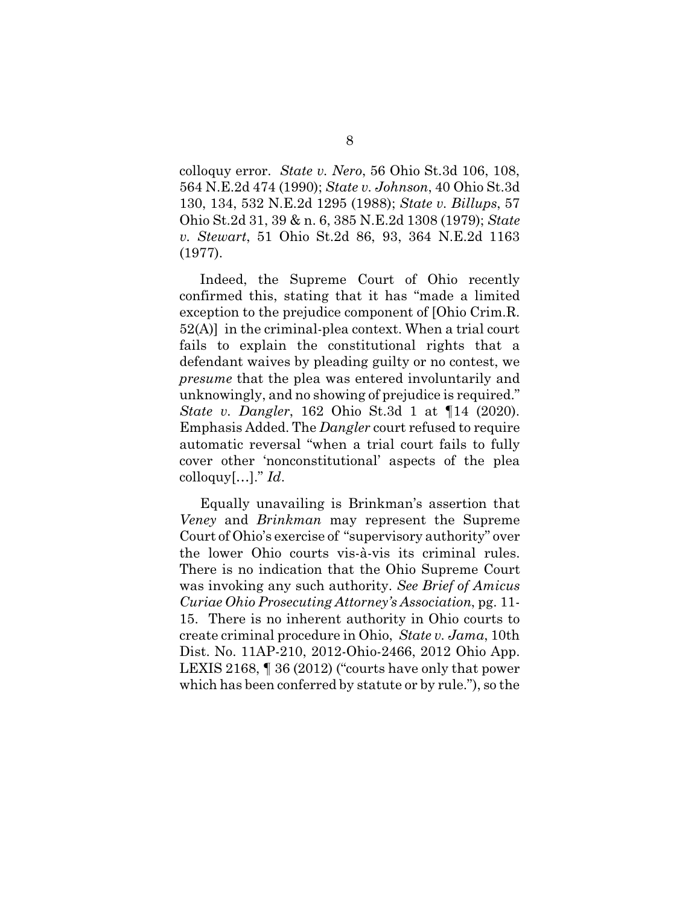colloquy error. *State v. Nero*, 56 Ohio St.3d 106, 108, 564 N.E.2d 474 (1990); *State v. Johnson*, 40 Ohio St.3d 130, 134, 532 N.E.2d 1295 (1988); *State v. Billups*, 57 Ohio St.2d 31, 39 & n. 6, 385 N.E.2d 1308 (1979); *State v. Stewart*, 51 Ohio St.2d 86, 93, 364 N.E.2d 1163 (1977).

Indeed, the Supreme Court of Ohio recently confirmed this, stating that it has "made a limited exception to the prejudice component of [Ohio Crim.R. 52(A)] in the criminal-plea context. When a trial court fails to explain the constitutional rights that a defendant waives by pleading guilty or no contest, we *presume* that the plea was entered involuntarily and unknowingly, and no showing of prejudice is required." *State v. Dangler*, 162 Ohio St.3d 1 at ¶14 (2020). Emphasis Added. The *Dangler* court refused to require automatic reversal "when a trial court fails to fully cover other 'nonconstitutional' aspects of the plea colloquy[…]." *Id*.

Equally unavailing is Brinkman's assertion that *Veney* and *Brinkman* may represent the Supreme Court of Ohio's exercise of "supervisory authority" over the lower Ohio courts vis-à-vis its criminal rules. There is no indication that the Ohio Supreme Court was invoking any such authority. *See Brief of Amicus Curiae Ohio Prosecuting Attorney's Association*, pg. 11-15. There is no inherent authority in Ohio courts to create criminal procedure in Ohio, *State v. Jama*, 10th Dist. No. 11AP-210, 2012-Ohio-2466, 2012 Ohio App. LEXIS 2168, ¶ 36 (2012) ("courts have only that power which has been conferred by statute or by rule."), so the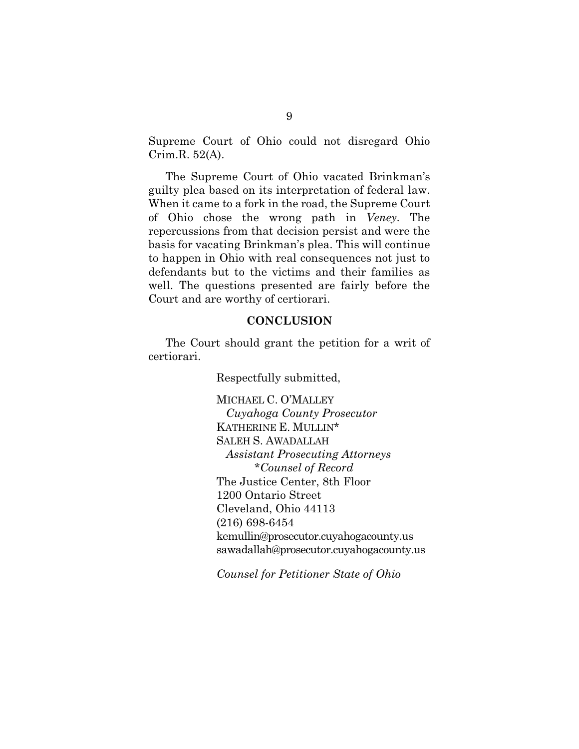Supreme Court of Ohio could not disregard Ohio Crim.R. 52(A).

The Supreme Court of Ohio vacated Brinkman's guilty plea based on its interpretation of federal law. When it came to a fork in the road, the Supreme Court of Ohio chose the wrong path in *Veney*. The repercussions from that decision persist and were the basis for vacating Brinkman's plea. This will continue to happen in Ohio with real consequences not just to defendants but to the victims and their families as well. The questions presented are fairly before the Court and are worthy of certiorari.

## CONCLUSION

The Court should grant the petition for a writ of certiorari.

Respectfully submitted,

MICHAEL C. O'MALLEY
*Cuyahoga County Prosecutor*
KATHERINE E. MULLIN*
SALEH S. AWADALLAH
*Assistant Prosecuting Attorneys*
**Counsel of Record*
The Justice Center, 8th Floor
1200 Ontario Street
Cleveland, Ohio 44113
(216) 698-6454
kemullin@prosecutor.cuyahogacounty.us
sawadallah@prosecutor.cuyahogacounty.us

*Counsel for Petitioner State of Ohio*